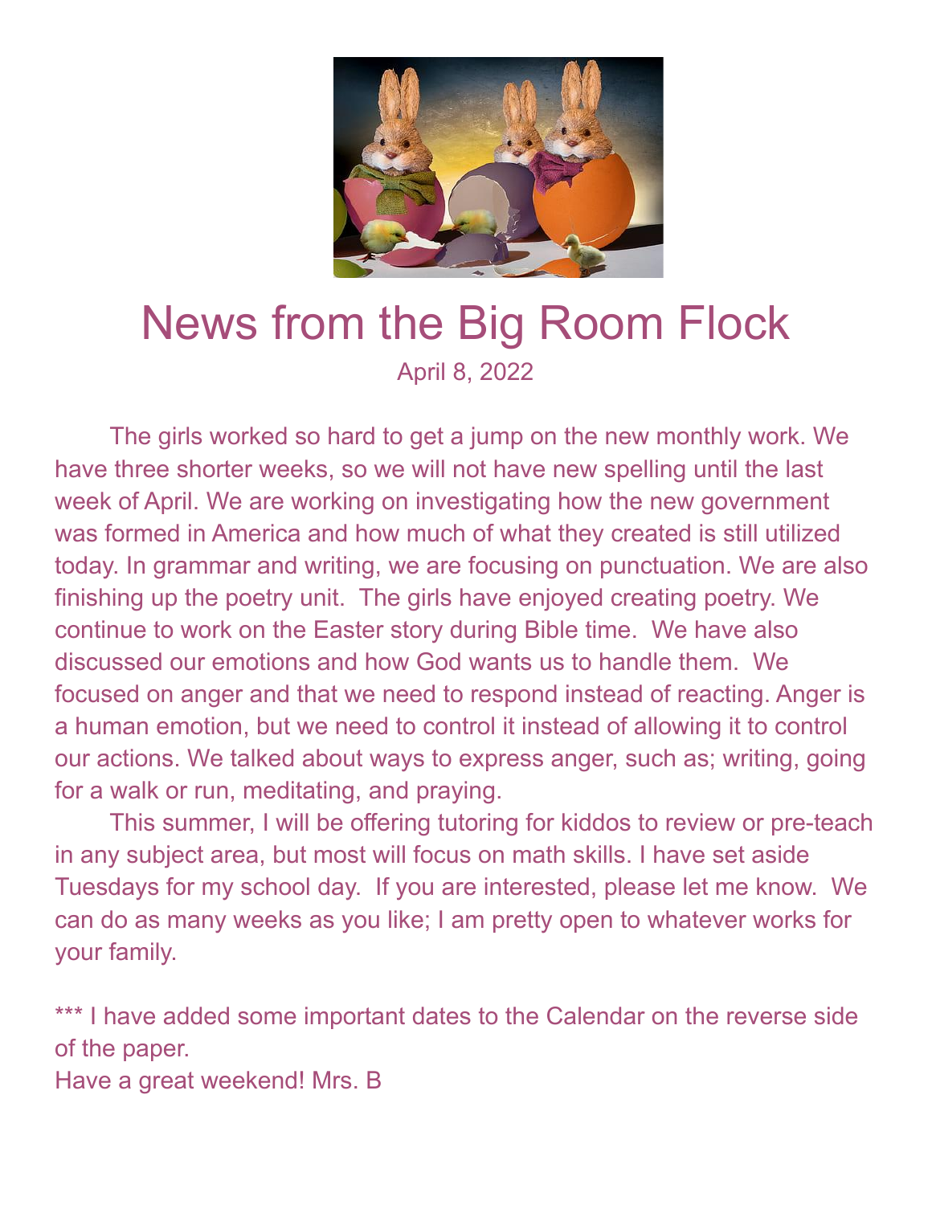# News from the Big Room Flock

April 8, 2022

The girls worked so hard to get a jump on the new monthly work. We have three shorter weeks, so we will not have new spelling until the last week of April. We are working on investigating how the new government was formed in America and how much of what they created is still utilized today. In grammar and writing, we are focusing on punctuation. We are also finishing up the poetry unit. The girls have enjoyed creating poetry. We continue to work on the Easter story during Bible time. We have also discussed our emotions and how God wants us to handle them. We focused on anger and that we need to respond instead of reacting. Anger is a human emotion, but we need to control it instead of allowing it to control our actions. We talked about ways to express anger, such as; writing, going for a walk or run, meditating, and praying.

This summer, I will be offering tutoring for kiddos to review or pre-teach in any subject area, but most will focus on math skills. I have set aside Tuesdays for my school day. If you are interested, please let me know. We can do as many weeks as you like; I am pretty open to whatever works for your family.

*** I have added some important dates to the Calendar on the reverse side of the paper.

Have a great weekend! Mrs. B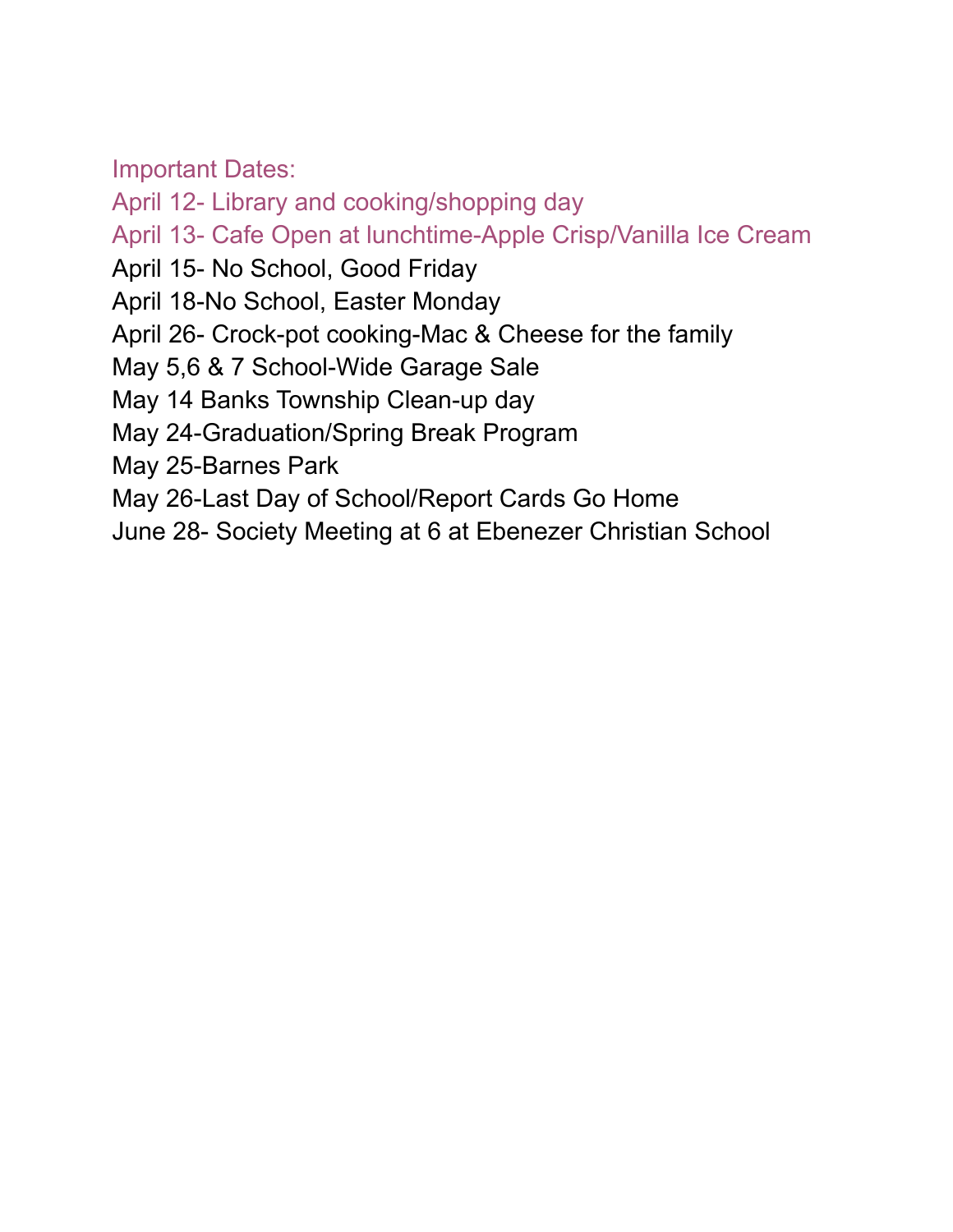Important Dates:

April 12- Library and cooking/shopping day

April 13- Cafe Open at lunchtime-Apple Crisp/Vanilla Ice Cream

April 15- No School, Good Friday

April 18-No School, Easter Monday

April 26- Crock-pot cooking-Mac & Cheese for the family

May 5,6 & 7 School-Wide Garage Sale

May 14 Banks Township Clean-up day

May 24-Graduation/Spring Break Program

May 25-Barnes Park

May 26-Last Day of School/Report Cards Go Home

June 28- Society Meeting at 6 at Ebenezer Christian School